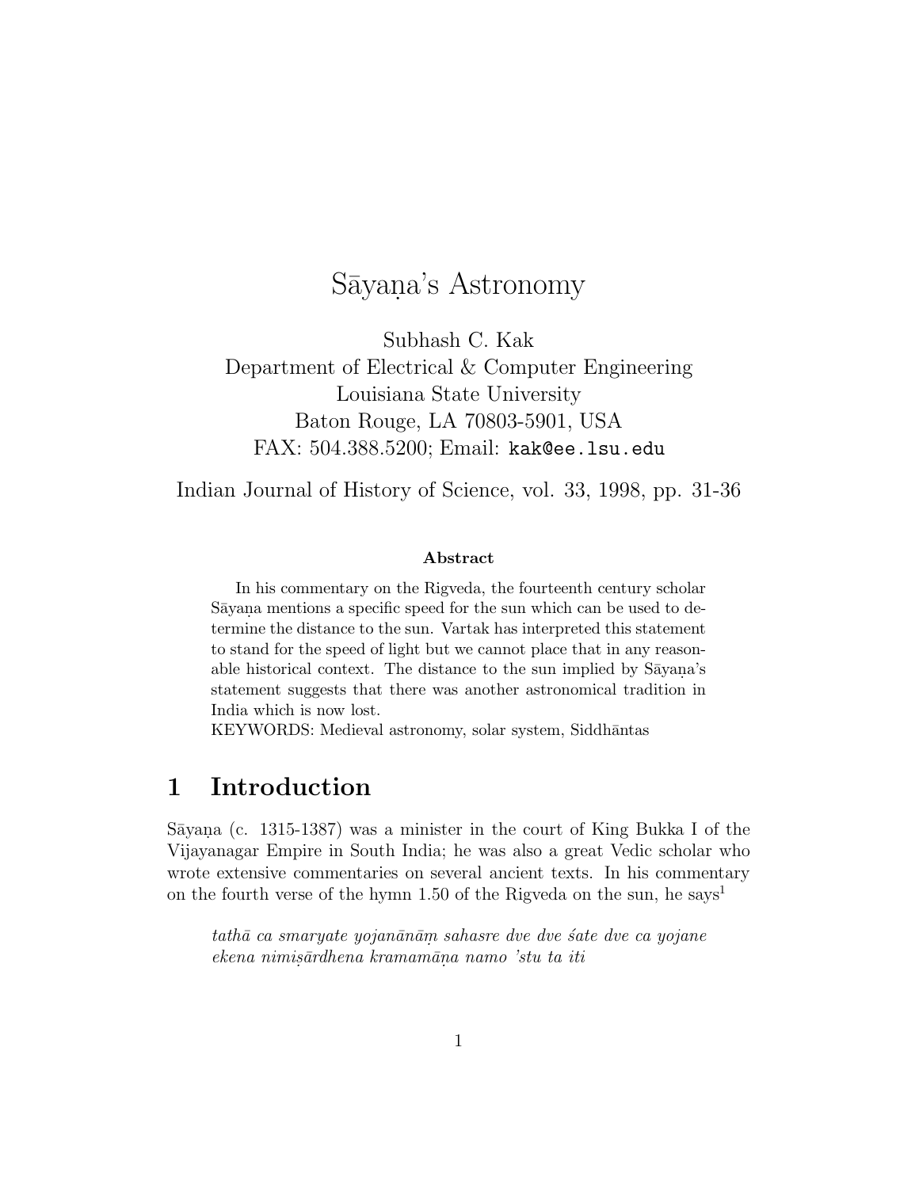# Sāyaṇa's Astronomy

Subhash C. Kak
Department of Electrical & Computer Engineering
Louisiana State University
Baton Rouge, LA 70803-5901, USA
FAX: 504.388.5200; Email: kak@ee.lsu.edu

Indian Journal of History of Science, vol. 33, 1998, pp. 31-36

**Abstract**

In his commentary on the Rigveda, the fourteenth century scholar Sāyaṇa mentions a specific speed for the sun which can be used to determine the distance to the sun. Vartak has interpreted this statement to stand for the speed of light but we cannot place that in any reasonable historical context. The distance to the sun implied by Sāyaṇa's statement suggests that there was another astronomical tradition in India which is now lost.

KEYWORDS: Medieval astronomy, solar system, Siddhāntas

## 1 Introduction

Sāyaṇa (c. 1315-1387) was a minister in the court of King Bukka I of the Vijayanagar Empire in South India; he was also a great Vedic scholar who wrote extensive commentaries on several ancient texts. In his commentary on the fourth verse of the hymn 1.50 of the Rigveda on the sun, he says[1]

> *tathā ca smaryate yojanānāṃ sahasre dve dve śate dve ca yojane ekena nimiṣārdhena kramamāṇa namo 'stu ta iti*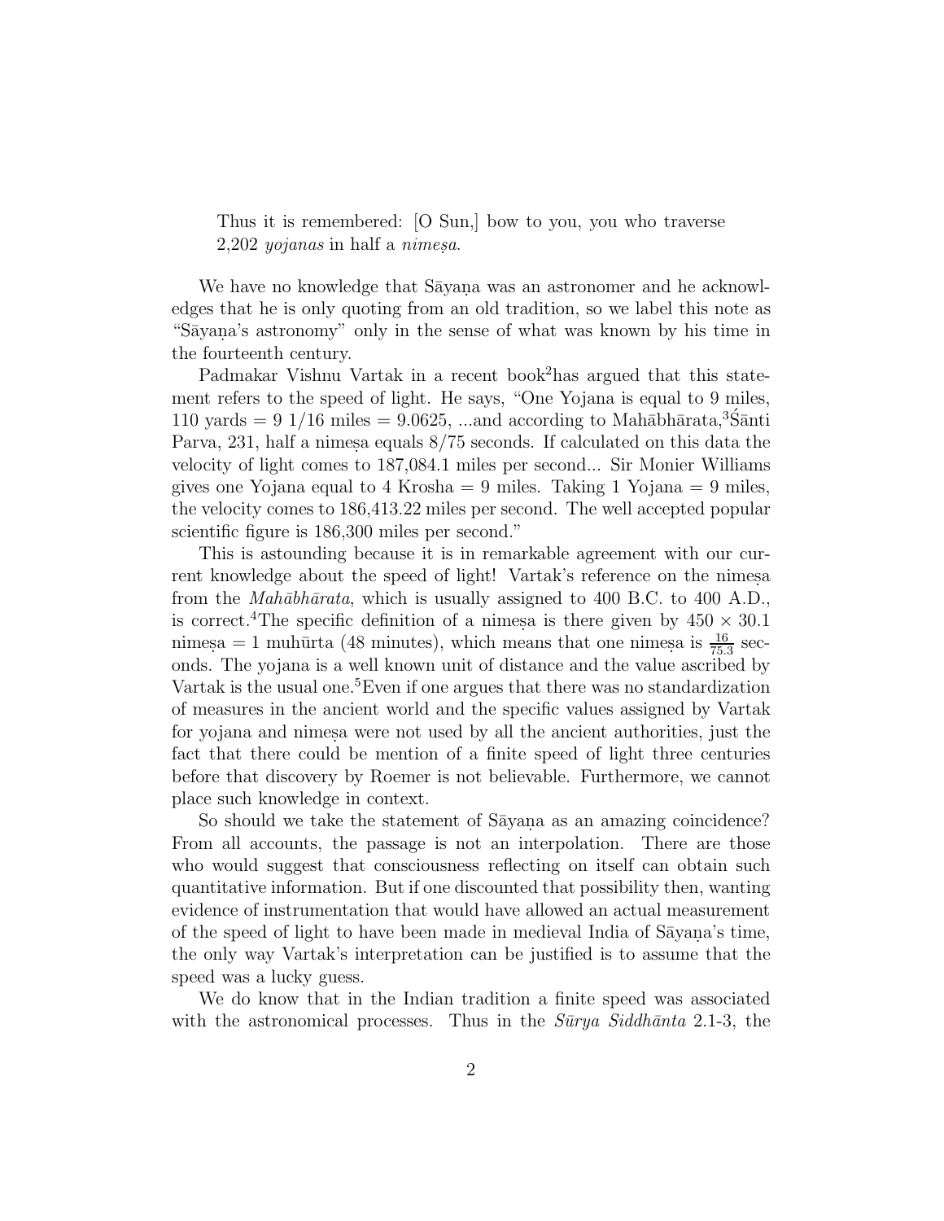> Thus it is remembered: [O Sun,] bow to you, you who traverse 2,202 *yojanas* in half a *nimeṣa*.

We have no knowledge that Sāyaṇa was an astronomer and he acknowledges that he is only quoting from an old tradition, so we label this note as "Sāyaṇa's astronomy" only in the sense of what was known by his time in the fourteenth century.

Padmakar Vishnu Vartak in a recent book[2] has argued that this statement refers to the speed of light. He says, "One Yojana is equal to 9 miles, 110 yards = 9 1/16 miles = 9.0625, ...and according to Mahābhārata,[3] Śānti Parva, 231, half a nimeṣa equals 8/75 seconds. If calculated on this data the velocity of light comes to 187,084.1 miles per second... Sir Monier Williams gives one Yojana equal to 4 Krosha = 9 miles. Taking 1 Yojana = 9 miles, the velocity comes to 186,413.22 miles per second. The well accepted popular scientific figure is 186,300 miles per second."

This is astounding because it is in remarkable agreement with our current knowledge about the speed of light! Vartak's reference on the nimeṣa from the *Mahābhārata*, which is usually assigned to 400 B.C. to 400 A.D., is correct.[4] The specific definition of a nimeṣa is there given by $450 \times 30.1$ nimeṣa = 1 muhūrta (48 minutes), which means that one nimeṣa is $\frac{16}{75.3}$ seconds. The yojana is a well known unit of distance and the value ascribed by Vartak is the usual one.[5] Even if one argues that there was no standardization of measures in the ancient world and the specific values assigned by Vartak for yojana and nimeṣa were not used by all the ancient authorities, just the fact that there could be mention of a finite speed of light three centuries before that discovery by Roemer is not believable. Furthermore, we cannot place such knowledge in context.

So should we take the statement of Sāyaṇa as an amazing coincidence? From all accounts, the passage is not an interpolation. There are those who would suggest that consciousness reflecting on itself can obtain such quantitative information. But if one discounted that possibility then, wanting evidence of instrumentation that would have allowed an actual measurement of the speed of light to have been made in medieval India of Sāyaṇa's time, the only way Vartak's interpretation can be justified is to assume that the speed was a lucky guess.

We do know that in the Indian tradition a finite speed was associated with the astronomical processes. Thus in the *Sūrya Siddhānta* 2.1-3, the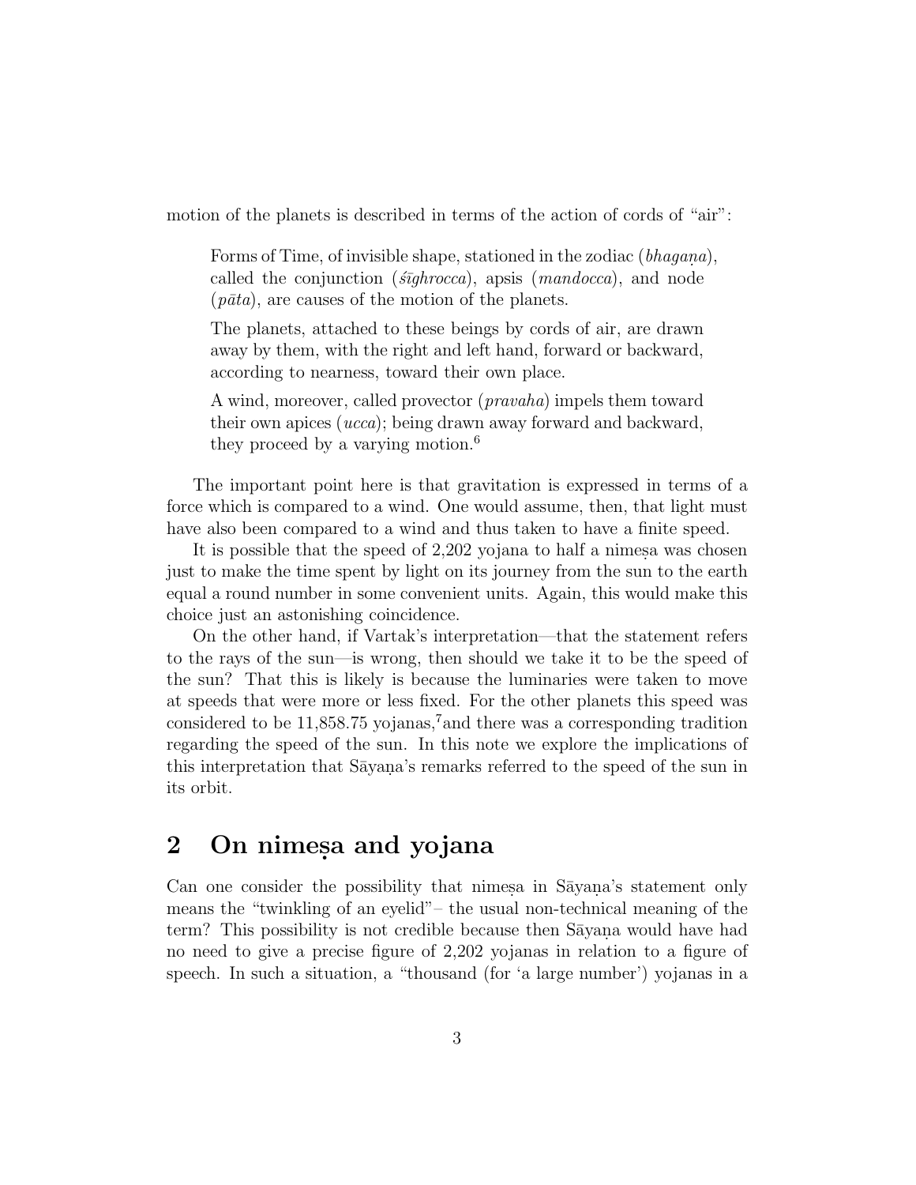motion of the planets is described in terms of the action of cords of "air":

> Forms of Time, of invisible shape, stationed in the zodiac (*bhagaṇa*), called the conjunction (*śīghrocca*), apsis (*mandocca*), and node (*pāta*), are causes of the motion of the planets.
>
> The planets, attached to these beings by cords of air, are drawn away by them, with the right and left hand, forward or backward, according to nearness, toward their own place.
>
> A wind, moreover, called provector (*pravaha*) impels them toward their own apices (*ucca*); being drawn away forward and backward, they proceed by a varying motion.[6]

The important point here is that gravitation is expressed in terms of a force which is compared to a wind. One would assume, then, that light must have also been compared to a wind and thus taken to have a finite speed.

It is possible that the speed of 2,202 yojana to half a nimeṣa was chosen just to make the time spent by light on its journey from the sun to the earth equal a round number in some convenient units. Again, this would make this choice just an astonishing coincidence.

On the other hand, if Vartak's interpretation—that the statement refers to the rays of the sun—is wrong, then should we take it to be the speed of the sun? That this is likely is because the luminaries were taken to move at speeds that were more or less fixed. For the other planets this speed was considered to be 11,858.75 yojanas,[7] and there was a corresponding tradition regarding the speed of the sun. In this note we explore the implications of this interpretation that Sāyaṇa's remarks referred to the speed of the sun in its orbit.

## 2 On nimeṣa and yojana

Can one consider the possibility that nimeṣa in Sāyaṇa's statement only means the "twinkling of an eyelid"– the usual non-technical meaning of the term? This possibility is not credible because then Sāyaṇa would have had no need to give a precise figure of 2,202 yojanas in relation to a figure of speech. In such a situation, a "thousand (for 'a large number') yojanas in a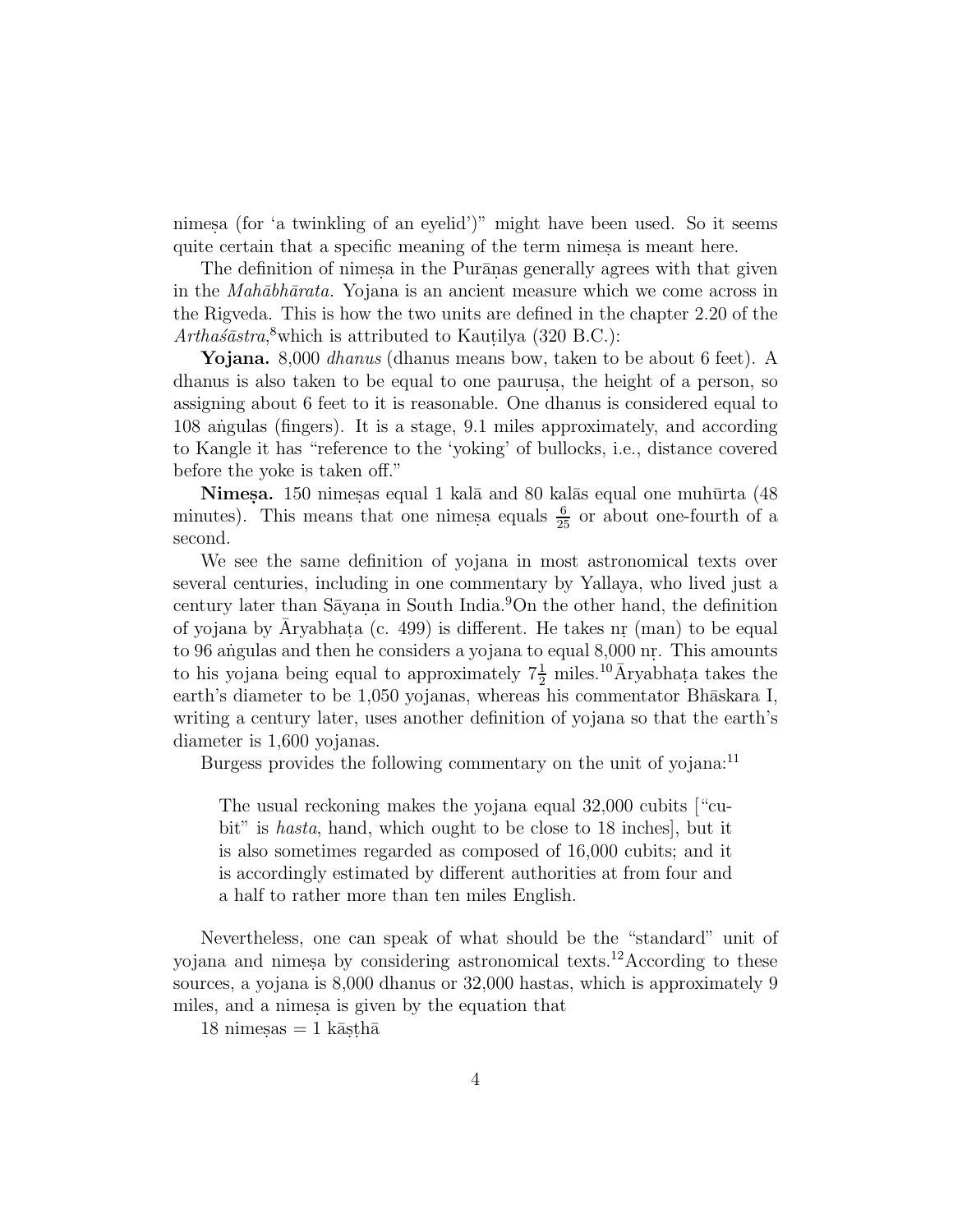nimeṣa (for 'a twinkling of an eyelid')" might have been used. So it seems quite certain that a specific meaning of the term nimeṣa is meant here.

The definition of nimeṣa in the Purāṇas generally agrees with that given in the *Mahābhārata.* Yojana is an ancient measure which we come across in the Rigveda. This is how the two units are defined in the chapter 2.20 of the *Arthaśāstra*,[8] which is attributed to Kauṭilya (320 B.C.):

**Yojana.** 8,000 *dhanus* (dhanus means bow, taken to be about 6 feet). A dhanus is also taken to be equal to one pauruṣa, the height of a person, so assigning about 6 feet to it is reasonable. One dhanus is considered equal to 108 aṅgulas (fingers). It is a stage, 9.1 miles approximately, and according to Kangle it has "reference to the 'yoking' of bullocks, i.e., distance covered before the yoke is taken off."

**Nimeṣa.** 150 nimeṣas equal 1 kalā and 80 kalās equal one muhūrta (48 minutes). This means that one nimeṣa equals $\frac{6}{25}$ or about one-fourth of a second.

We see the same definition of yojana in most astronomical texts over several centuries, including in one commentary by Yallaya, who lived just a century later than Sāyaṇa in South India.[9] On the other hand, the definition of yojana by Āryabhaṭa (c. 499) is different. He takes nṛ (man) to be equal to 96 aṅgulas and then he considers a yojana to equal 8,000 nṛ. This amounts to his yojana being equal to approximately $7\frac{1}{2}$ miles.[10] Āryabhaṭa takes the earth's diameter to be 1,050 yojanas, whereas his commentator Bhāskara I, writing a century later, uses another definition of yojana so that the earth's diameter is 1,600 yojanas.

Burgess provides the following commentary on the unit of yojana:[11]

> The usual reckoning makes the yojana equal 32,000 cubits ["cubit" is *hasta*, hand, which ought to be close to 18 inches], but it is also sometimes regarded as composed of 16,000 cubits; and it is accordingly estimated by different authorities at from four and a half to rather more than ten miles English.

Nevertheless, one can speak of what should be the "standard" unit of yojana and nimeṣa by considering astronomical texts.[12] According to these sources, a yojana is 8,000 dhanus or 32,000 hastas, which is approximately 9 miles, and a nimeṣa is given by the equation that

18 nimeṣas = 1 kāṣṭhā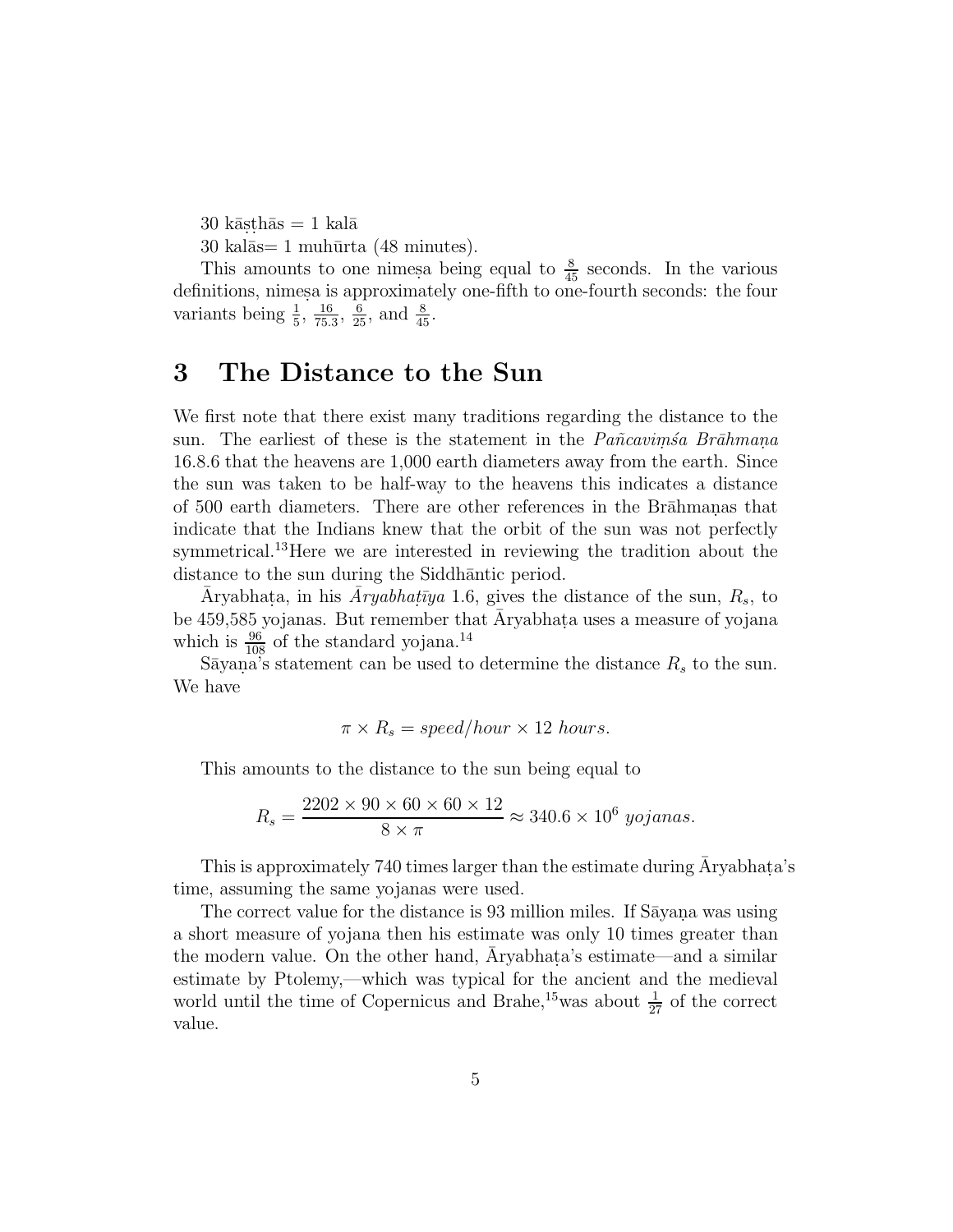30 kāṣṭhās = 1 kalā

30 kalās= 1 muhūrta (48 minutes).

This amounts to one nimeṣa being equal to $\frac{8}{45}$ seconds. In the various definitions, nimeṣa is approximately one-fifth to one-fourth seconds: the four variants being $\frac{1}{5}$, $\frac{16}{75.3}$, $\frac{6}{25}$, and $\frac{8}{45}$.

# 3 The Distance to the Sun

We first note that there exist many traditions regarding the distance to the sun. The earliest of these is the statement in the *Pañcaviṃśa Brāhmaṇa* 16.8.6 that the heavens are 1,000 earth diameters away from the earth. Since the sun was taken to be half-way to the heavens this indicates a distance of 500 earth diameters. There are other references in the Brāhmaṇas that indicate that the Indians knew that the orbit of the sun was not perfectly symmetrical.[13]Here we are interested in reviewing the tradition about the distance to the sun during the Siddhāntic period.

Āryabhaṭa, in his *Āryabhaṭīya* 1.6, gives the distance of the sun, $R_s$, to be 459,585 yojanas. But remember that Āryabhaṭa uses a measure of yojana which is $\frac{96}{108}$ of the standard yojana.[14]

Sāyaṇa's statement can be used to determine the distance $R_s$ to the sun. We have

$$\pi \times R_s = speed/hour \times 12 \ hours.$$

This amounts to the distance to the sun being equal to

$$R_s = \frac{2202 \times 90 \times 60 \times 60 \times 12}{8 \times \pi} \approx 340.6 \times 10^6 \ yojanas.$$

This is approximately 740 times larger than the estimate during Āryabhaṭa's time, assuming the same yojanas were used.

The correct value for the distance is 93 million miles. If Sāyaṇa was using a short measure of yojana then his estimate was only 10 times greater than the modern value. On the other hand, Āryabhaṭa's estimate—and a similar estimate by Ptolemy,—which was typical for the ancient and the medieval world until the time of Copernicus and Brahe,[15]was about $\frac{1}{27}$ of the correct value.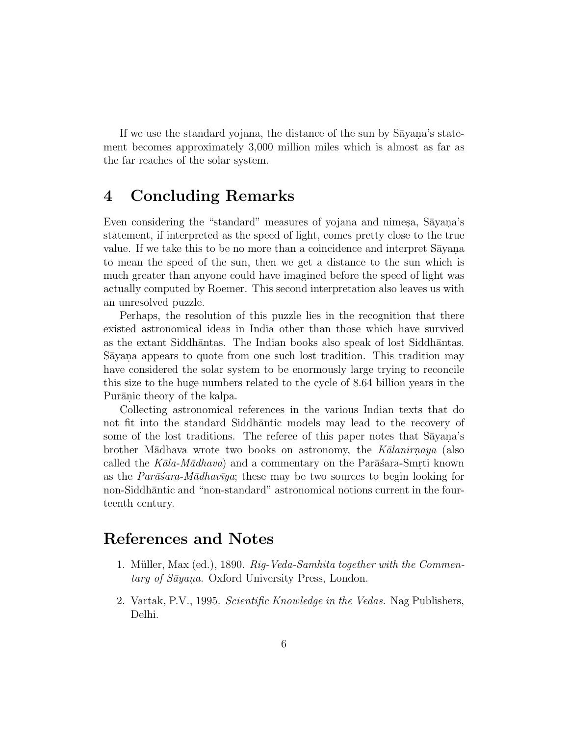If we use the standard yojana, the distance of the sun by Sāyaṇa's statement becomes approximately 3,000 million miles which is almost as far as the far reaches of the solar system.

## 4 Concluding Remarks

Even considering the "standard" measures of yojana and nimeṣa, Sāyaṇa's statement, if interpreted as the speed of light, comes pretty close to the true value. If we take this to be no more than a coincidence and interpret Sāyaṇa to mean the speed of the sun, then we get a distance to the sun which is much greater than anyone could have imagined before the speed of light was actually computed by Roemer. This second interpretation also leaves us with an unresolved puzzle.

Perhaps, the resolution of this puzzle lies in the recognition that there existed astronomical ideas in India other than those which have survived as the extant Siddhāntas. The Indian books also speak of lost Siddhāntas. Sāyaṇa appears to quote from one such lost tradition. This tradition may have considered the solar system to be enormously large trying to reconcile this size to the huge numbers related to the cycle of 8.64 billion years in the Purāṇic theory of the kalpa.

Collecting astronomical references in the various Indian texts that do not fit into the standard Siddhāntic models may lead to the recovery of some of the lost traditions. The referee of this paper notes that Sāyaṇa's brother Mādhava wrote two books on astronomy, the *Kālanirṇaya* (also called the *Kāla-Mādhava*) and a commentary on the Parāśara-Smṛti known as the *Parāśara-Mādhavīya*; these may be two sources to begin looking for non-Siddhāntic and "non-standard" astronomical notions current in the fourteenth century.

## References and Notes

1. Müller, Max (ed.), 1890. *Rig-Veda-Samhita together with the Commentary of Sāyaṇa.* Oxford University Press, London.

2. Vartak, P.V., 1995. *Scientific Knowledge in the Vedas.* Nag Publishers, Delhi.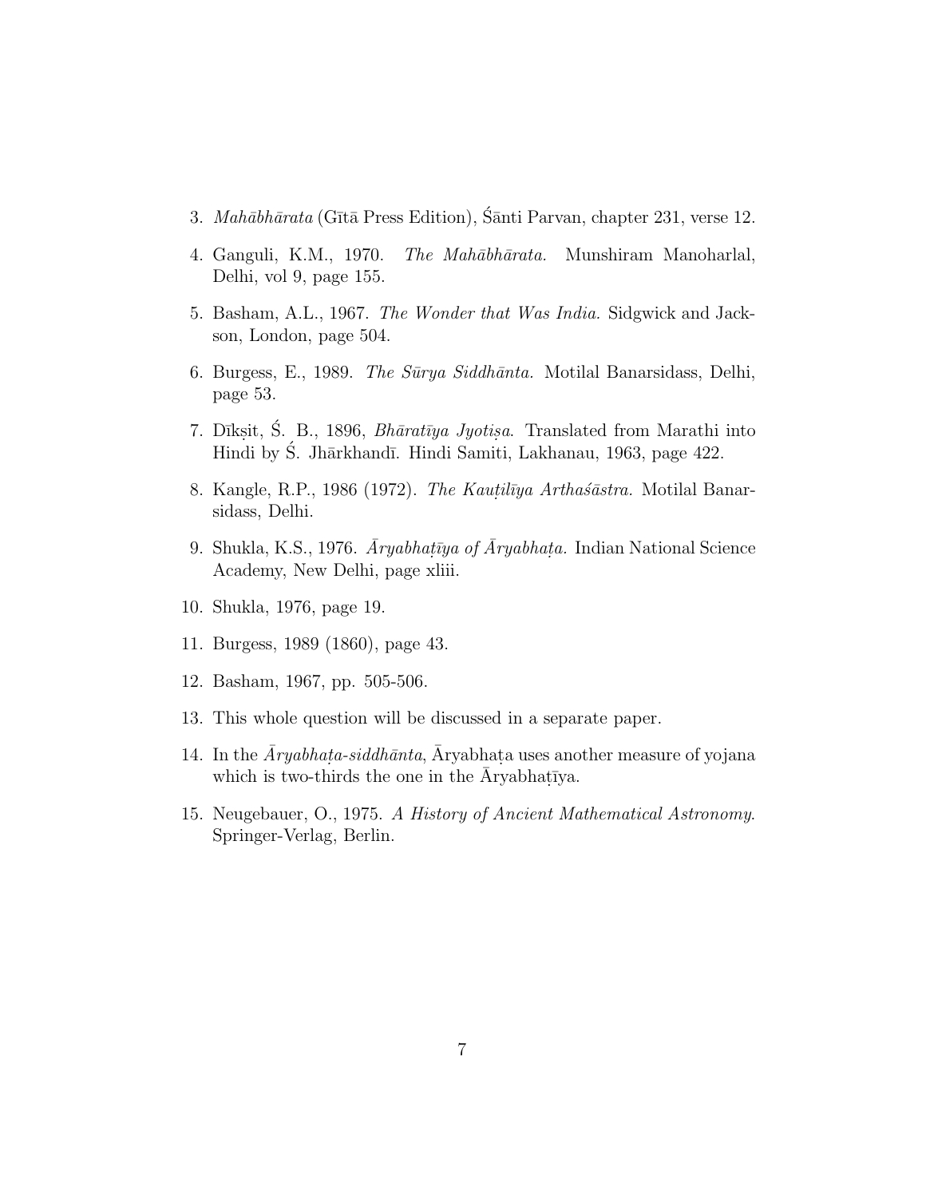3. *Mahābhārata* (Gītā Press Edition), Śānti Parvan, chapter 231, verse 12.
4. Ganguli, K.M., 1970. *The Mahābhārata.* Munshiram Manoharlal, Delhi, vol 9, page 155.
5. Basham, A.L., 1967. *The Wonder that Was India.* Sidgwick and Jackson, London, page 504.
6. Burgess, E., 1989. *The Sūrya Siddhānta.* Motilal Banarsidass, Delhi, page 53.
7. Dīkṣit, Ś. B., 1896, *Bhāratīya Jyotiṣa.* Translated from Marathi into Hindi by Ś. Jhārkhandī. Hindi Samiti, Lakhanau, 1963, page 422.
8. Kangle, R.P., 1986 (1972). *The Kauṭilīya Arthaśāstra.* Motilal Banarsidass, Delhi.
9. Shukla, K.S., 1976. *Āryabhaṭīya of Āryabhaṭa.* Indian National Science Academy, New Delhi, page xliii.
10. Shukla, 1976, page 19.
11. Burgess, 1989 (1860), page 43.
12. Basham, 1967, pp. 505-506.
13. This whole question will be discussed in a separate paper.
14. In the *Āryabhaṭa-siddhānta*, Āryabhaṭa uses another measure of yojana which is two-thirds the one in the Āryabhaṭīya.
15. Neugebauer, O., 1975. *A History of Ancient Mathematical Astronomy.* Springer-Verlag, Berlin.